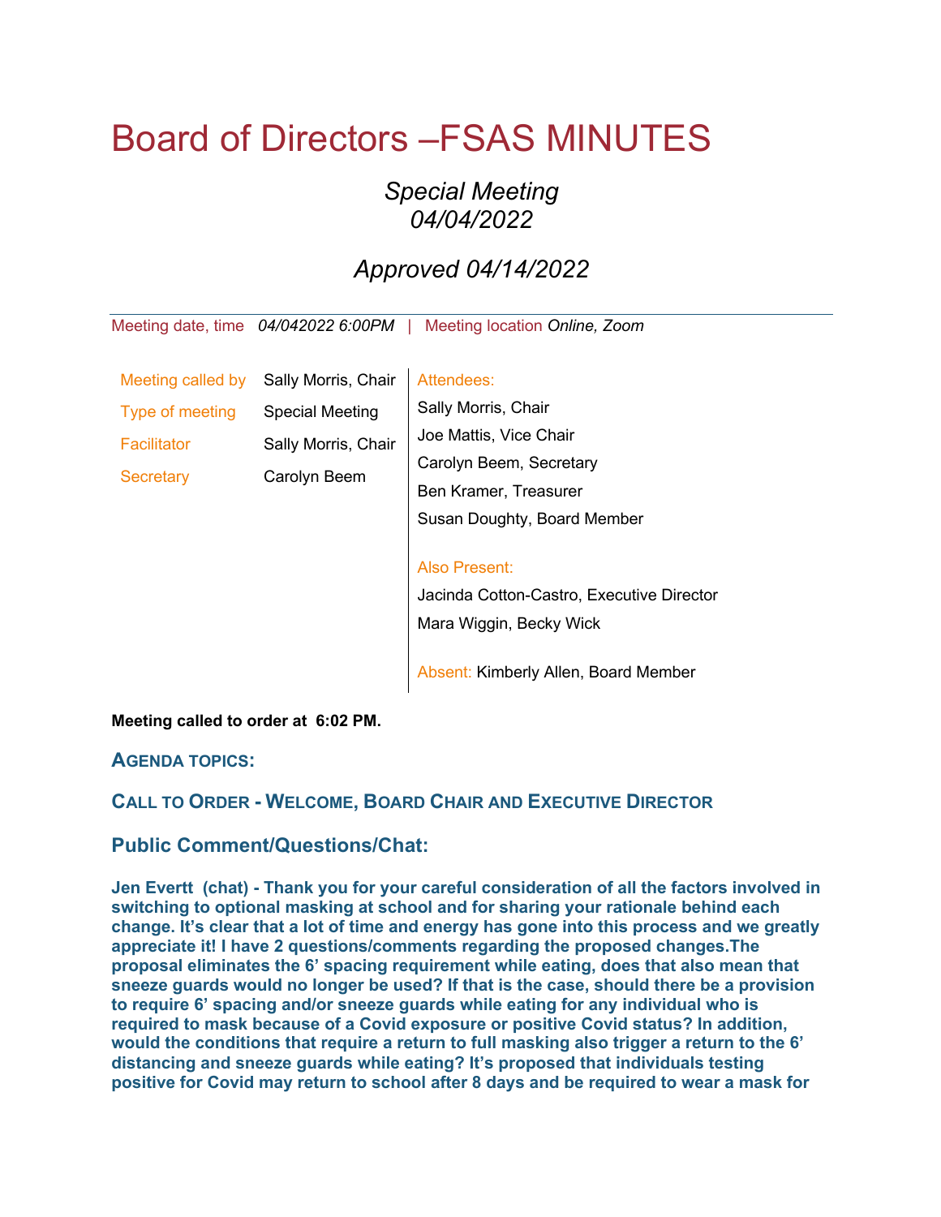# Board of Directors –FSAS MINUTES

*Special Meeting*
*04/04/2022*

*Approved 04/14/2022*

Meeting date, time *04/042022 6:00PM* | Meeting location *Online, Zoom*

| | |
|---|---|
| Meeting called by | Sally Morris, Chair |
| Type of meeting | Special Meeting |
| Facilitator | Sally Morris, Chair |
| Secretary | Carolyn Beem |

Attendees:
Sally Morris, Chair
Joe Mattis, Vice Chair
Carolyn Beem, Secretary
Ben Kramer, Treasurer
Susan Doughty, Board Member

Also Present:
Jacinda Cotton-Castro, Executive Director
Mara Wiggin, Becky Wick

Absent: Kimberly Allen, Board Member

**Meeting called to order at 6:02 PM.**

## AGENDA TOPICS:

## CALL TO ORDER - WELCOME, BOARD CHAIR AND EXECUTIVE DIRECTOR

## Public Comment/Questions/Chat:

**Jen Evertt (chat) - Thank you for your careful consideration of all the factors involved in switching to optional masking at school and for sharing your rationale behind each change. It's clear that a lot of time and energy has gone into this process and we greatly appreciate it! I have 2 questions/comments regarding the proposed changes.The proposal eliminates the 6' spacing requirement while eating, does that also mean that sneeze guards would no longer be used? If that is the case, should there be a provision to require 6' spacing and/or sneeze guards while eating for any individual who is required to mask because of a Covid exposure or positive Covid status? In addition, would the conditions that require a return to full masking also trigger a return to the 6' distancing and sneeze guards while eating? It's proposed that individuals testing positive for Covid may return to school after 8 days and be required to wear a mask for**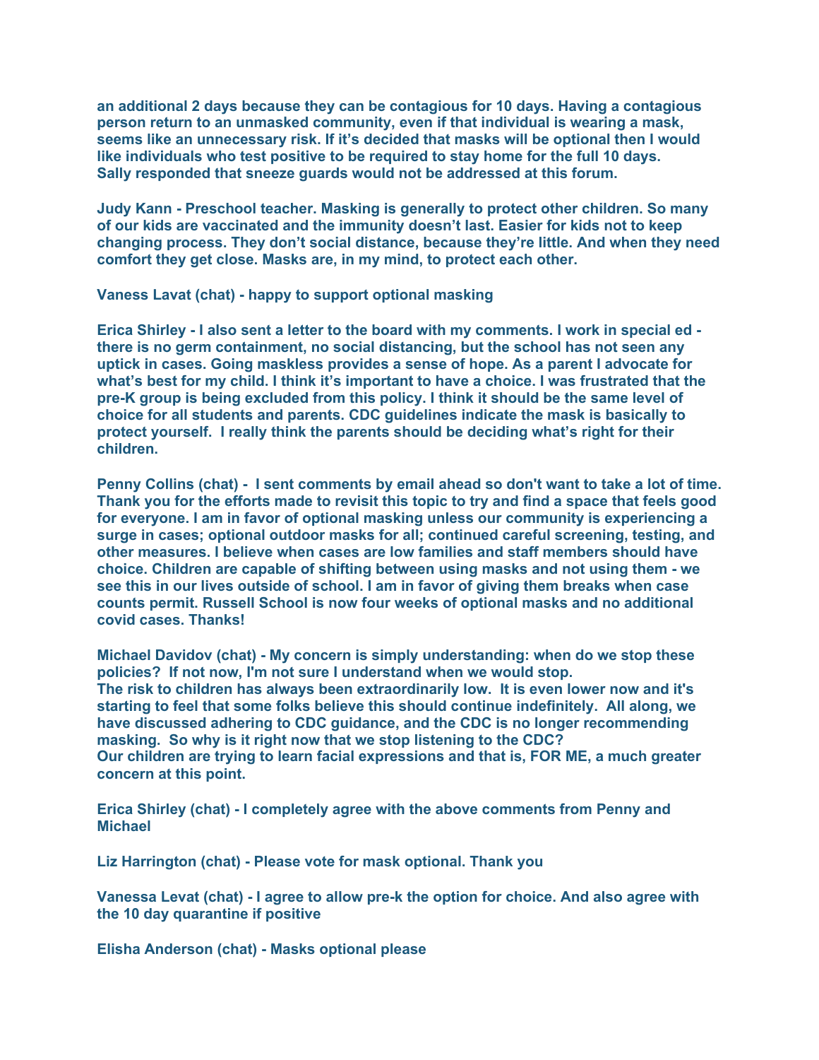**an additional 2 days because they can be contagious for 10 days. Having a contagious person return to an unmasked community, even if that individual is wearing a mask, seems like an unnecessary risk. If it's decided that masks will be optional then I would like individuals who test positive to be required to stay home for the full 10 days. Sally responded that sneeze guards would not be addressed at this forum.**

**Judy Kann - Preschool teacher. Masking is generally to protect other children. So many of our kids are vaccinated and the immunity doesn't last. Easier for kids not to keep changing process. They don't social distance, because they're little. And when they need comfort they get close. Masks are, in my mind, to protect each other.**

**Vaness Lavat (chat) - happy to support optional masking**

**Erica Shirley - I also sent a letter to the board with my comments. I work in special ed - there is no germ containment, no social distancing, but the school has not seen any uptick in cases. Going maskless provides a sense of hope. As a parent I advocate for what's best for my child. I think it's important to have a choice. I was frustrated that the pre-K group is being excluded from this policy. I think it should be the same level of choice for all students and parents. CDC guidelines indicate the mask is basically to protect yourself. I really think the parents should be deciding what's right for their children.**

**Penny Collins (chat) - I sent comments by email ahead so don't want to take a lot of time. Thank you for the efforts made to revisit this topic to try and find a space that feels good for everyone. I am in favor of optional masking unless our community is experiencing a surge in cases; optional outdoor masks for all; continued careful screening, testing, and other measures. I believe when cases are low families and staff members should have choice. Children are capable of shifting between using masks and not using them - we see this in our lives outside of school. I am in favor of giving them breaks when case counts permit. Russell School is now four weeks of optional masks and no additional covid cases. Thanks!**

**Michael Davidov (chat) - My concern is simply understanding: when do we stop these policies? If not now, I'm not sure I understand when we would stop.
The risk to children has always been extraordinarily low. It is even lower now and it's starting to feel that some folks believe this should continue indefinitely. All along, we have discussed adhering to CDC guidance, and the CDC is no longer recommending masking. So why is it right now that we stop listening to the CDC?
Our children are trying to learn facial expressions and that is, FOR ME, a much greater concern at this point.**

**Erica Shirley (chat) - I completely agree with the above comments from Penny and Michael**

**Liz Harrington (chat) - Please vote for mask optional. Thank you**

**Vanessa Levat (chat) - I agree to allow pre-k the option for choice. And also agree with the 10 day quarantine if positive**

**Elisha Anderson (chat) - Masks optional please**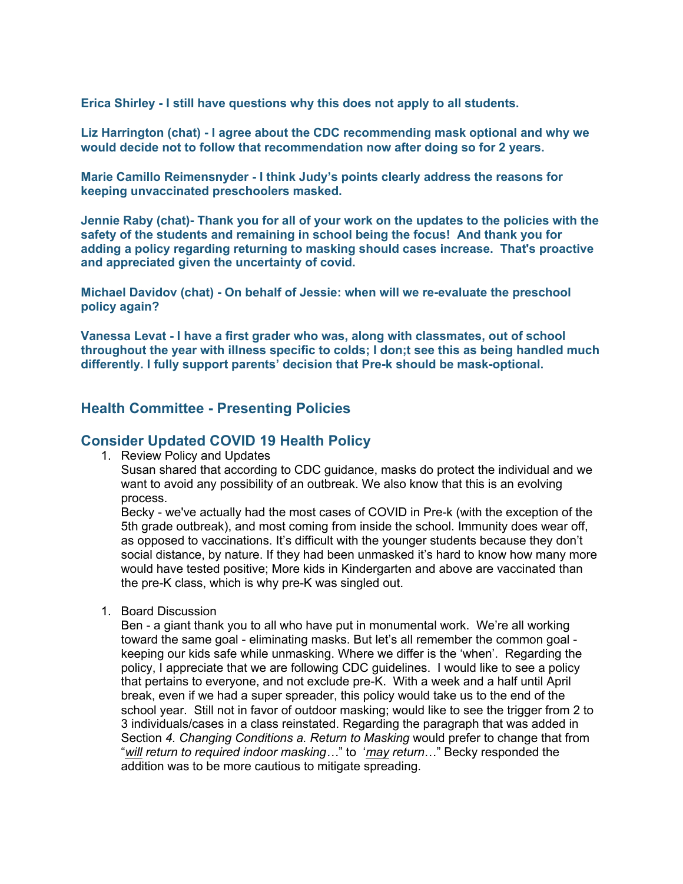**Erica Shirley - I still have questions why this does not apply to all students.**

**Liz Harrington (chat) - I agree about the CDC recommending mask optional and why we would decide not to follow that recommendation now after doing so for 2 years.**

**Marie Camillo Reimensnyder - I think Judy's points clearly address the reasons for keeping unvaccinated preschoolers masked.**

**Jennie Raby (chat)- Thank you for all of your work on the updates to the policies with the safety of the students and remaining in school being the focus! And thank you for adding a policy regarding returning to masking should cases increase. That's proactive and appreciated given the uncertainty of covid.**

**Michael Davidov (chat) - On behalf of Jessie: when will we re-evaluate the preschool policy again?**

**Vanessa Levat - I have a first grader who was, along with classmates, out of school throughout the year with illness specific to colds; I don;t see this as being handled much differently. I fully support parents' decision that Pre-k should be mask-optional.**

## Health Committee - Presenting Policies

## Consider Updated COVID 19 Health Policy

1. Review Policy and Updates
   Susan shared that according to CDC guidance, masks do protect the individual and we want to avoid any possibility of an outbreak. We also know that this is an evolving process.
   Becky - we've actually had the most cases of COVID in Pre-k (with the exception of the 5th grade outbreak), and most coming from inside the school. Immunity does wear off, as opposed to vaccinations. It's difficult with the younger students because they don't social distance, by nature. If they had been unmasked it's hard to know how many more would have tested positive; More kids in Kindergarten and above are vaccinated than the pre-K class, which is why pre-K was singled out.

1. Board Discussion
   Ben - a giant thank you to all who have put in monumental work. We're all working toward the same goal - eliminating masks. But let's all remember the common goal - keeping our kids safe while unmasking. Where we differ is the 'when'. Regarding the policy, I appreciate that we are following CDC guidelines. I would like to see a policy that pertains to everyone, and not exclude pre-K. With a week and a half until April break, even if we had a super spreader, this policy would take us to the end of the school year. Still not in favor of outdoor masking; would like to see the trigger from 2 to 3 individuals/cases in a class reinstated. Regarding the paragraph that was added in Section *4. Changing Conditions a. Return to Masking* would prefer to change that from "*<u>will</u> return to required indoor masking…*" to '*<u>may</u> return*…" Becky responded the addition was to be more cautious to mitigate spreading.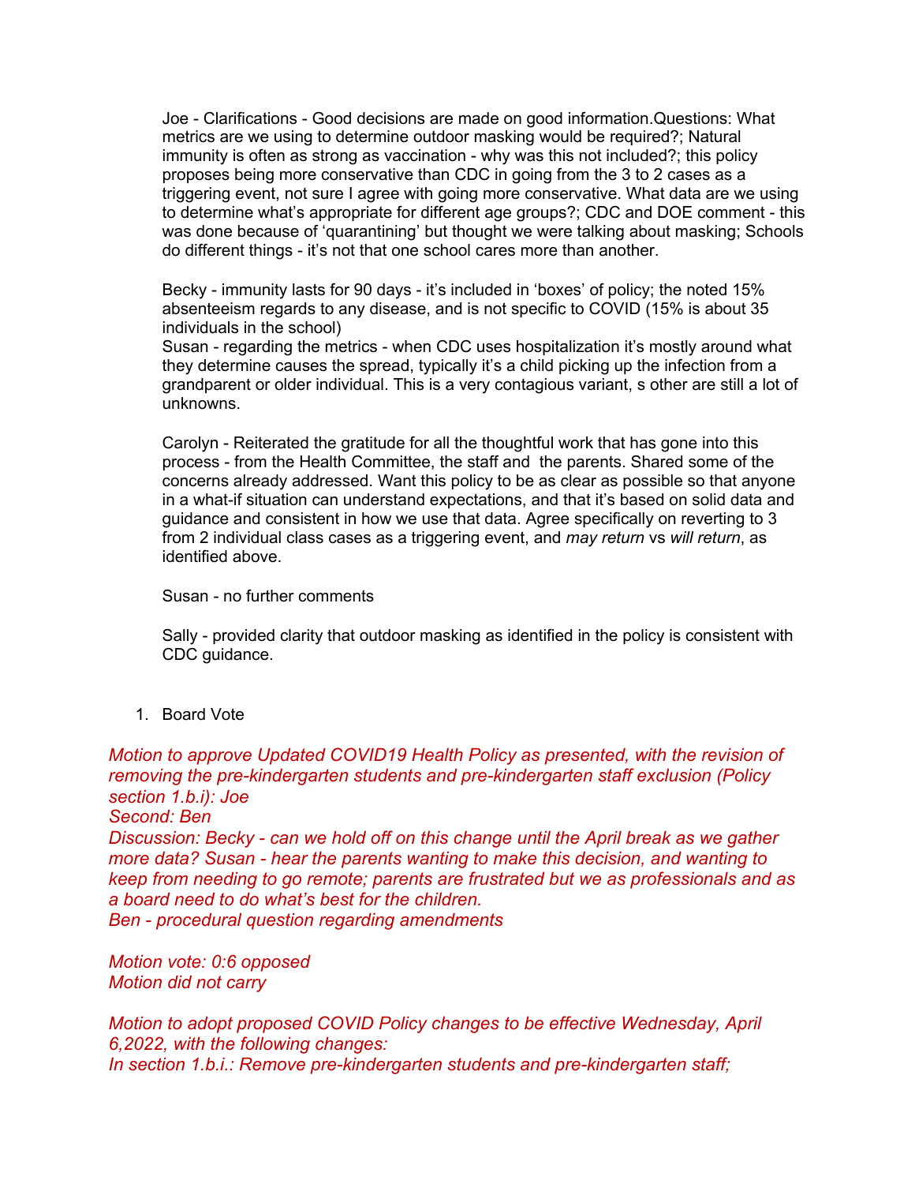Joe - Clarifications - Good decisions are made on good information.Questions: What metrics are we using to determine outdoor masking would be required?; Natural immunity is often as strong as vaccination - why was this not included?; this policy proposes being more conservative than CDC in going from the 3 to 2 cases as a triggering event, not sure I agree with going more conservative. What data are we using to determine what's appropriate for different age groups?; CDC and DOE comment - this was done because of 'quarantining' but thought we were talking about masking; Schools do different things - it's not that one school cares more than another.

Becky - immunity lasts for 90 days - it's included in 'boxes' of policy; the noted 15% absenteeism regards to any disease, and is not specific to COVID (15% is about 35 individuals in the school)
Susan - regarding the metrics - when CDC uses hospitalization it's mostly around what they determine causes the spread, typically it's a child picking up the infection from a grandparent or older individual. This is a very contagious variant, s other are still a lot of unknowns.

Carolyn - Reiterated the gratitude for all the thoughtful work that has gone into this process - from the Health Committee, the staff and the parents. Shared some of the concerns already addressed. Want this policy to be as clear as possible so that anyone in a what-if situation can understand expectations, and that it's based on solid data and guidance and consistent in how we use that data. Agree specifically on reverting to 3 from 2 individual class cases as a triggering event, and *may return* vs *will return*, as identified above.

Susan - no further comments

Sally - provided clarity that outdoor masking as identified in the policy is consistent with CDC guidance.

1. Board Vote

*Motion to approve Updated COVID19 Health Policy as presented, with the revision of removing the pre-kindergarten students and pre-kindergarten staff exclusion (Policy section 1.b.i): Joe*
*Second: Ben*
*Discussion: Becky - can we hold off on this change until the April break as we gather more data? Susan - hear the parents wanting to make this decision, and wanting to keep from needing to go remote; parents are frustrated but we as professionals and as a board need to do what's best for the children.*
*Ben - procedural question regarding amendments*

*Motion vote: 0:6 opposed*
*Motion did not carry*

*Motion to adopt proposed COVID Policy changes to be effective Wednesday, April 6,2022, with the following changes:*
*In section 1.b.i.: Remove pre-kindergarten students and pre-kindergarten staff;*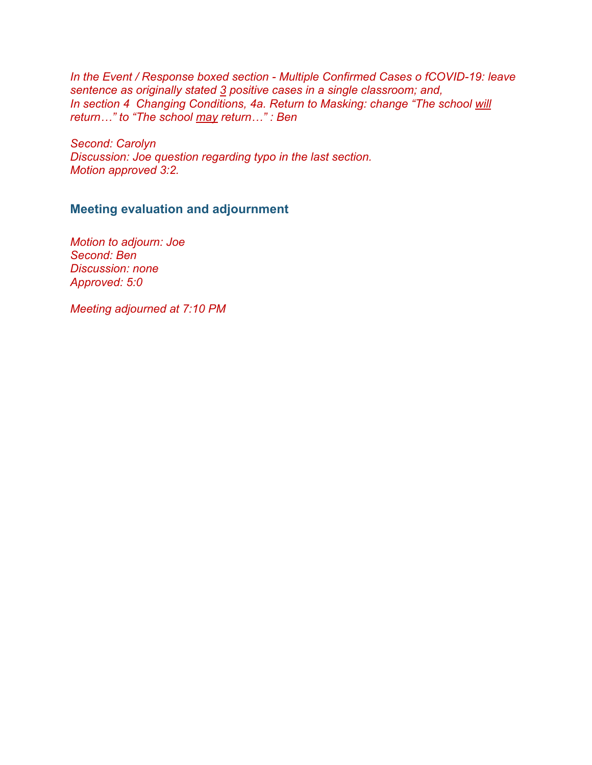*In the Event / Response boxed section - Multiple Confirmed Cases o fCOVID-19: leave sentence as originally stated 3 positive cases in a single classroom; and,*
*In section 4  Changing Conditions, 4a. Return to Masking: change "The school will return…" to "The school may return…" : Ben*

*Second: Carolyn*
*Discussion: Joe question regarding typo in the last section.*
*Motion approved 3:2.*

### Meeting evaluation and adjournment

*Motion to adjourn: Joe*
*Second: Ben*
*Discussion: none*
*Approved: 5:0*

*Meeting adjourned at 7:10 PM*